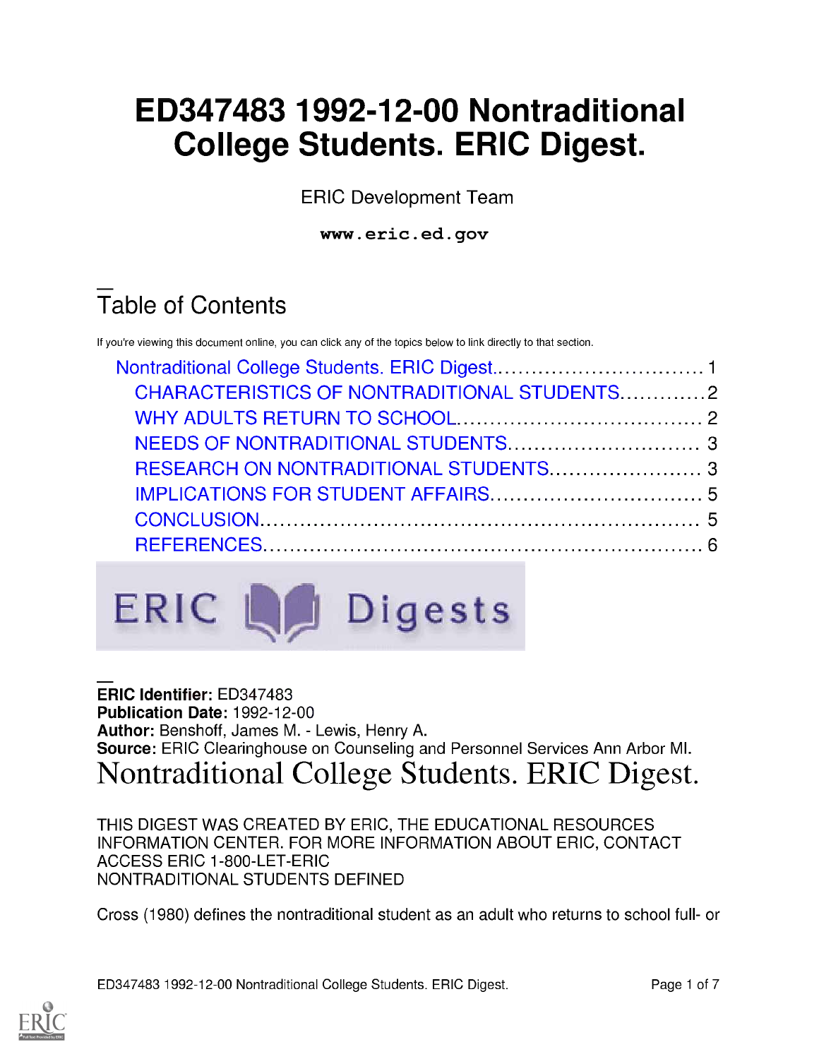# ED347483 1992-12-00 Nontraditional College Students. ERIC Digest.

ERIC Development Team

**www.eric.ed.gov**

## Table of Contents

If you're viewing this document online, you can click any of the topics below to link directly to that section.

- Nontraditional College Students. ERIC Digest................................ 1
  - CHARACTERISTICS OF NONTRADITIONAL STUDENTS............. 2
  - WHY ADULTS RETURN TO SCHOOL..................................... 2
  - NEEDS OF NONTRADITIONAL STUDENTS............................. 3
  - RESEARCH ON NONTRADITIONAL STUDENTS....................... 3
  - IMPLICATIONS FOR STUDENT AFFAIRS................................ 5
  - CONCLUSION.................................................................. 5
  - REFERENCES.................................................................. 6

**ERIC Identifier:** ED347483
**Publication Date:** 1992-12-00
**Author:** Benshoff, James M. - Lewis, Henry A.
**Source:** ERIC Clearinghouse on Counseling and Personnel Services Ann Arbor MI.

# Nontraditional College Students. ERIC Digest.

THIS DIGEST WAS CREATED BY ERIC, THE EDUCATIONAL RESOURCES INFORMATION CENTER. FOR MORE INFORMATION ABOUT ERIC, CONTACT ACCESS ERIC 1-800-LET-ERIC
NONTRADITIONAL STUDENTS DEFINED

Cross (1980) defines the nontraditional student as an adult who returns to school full- or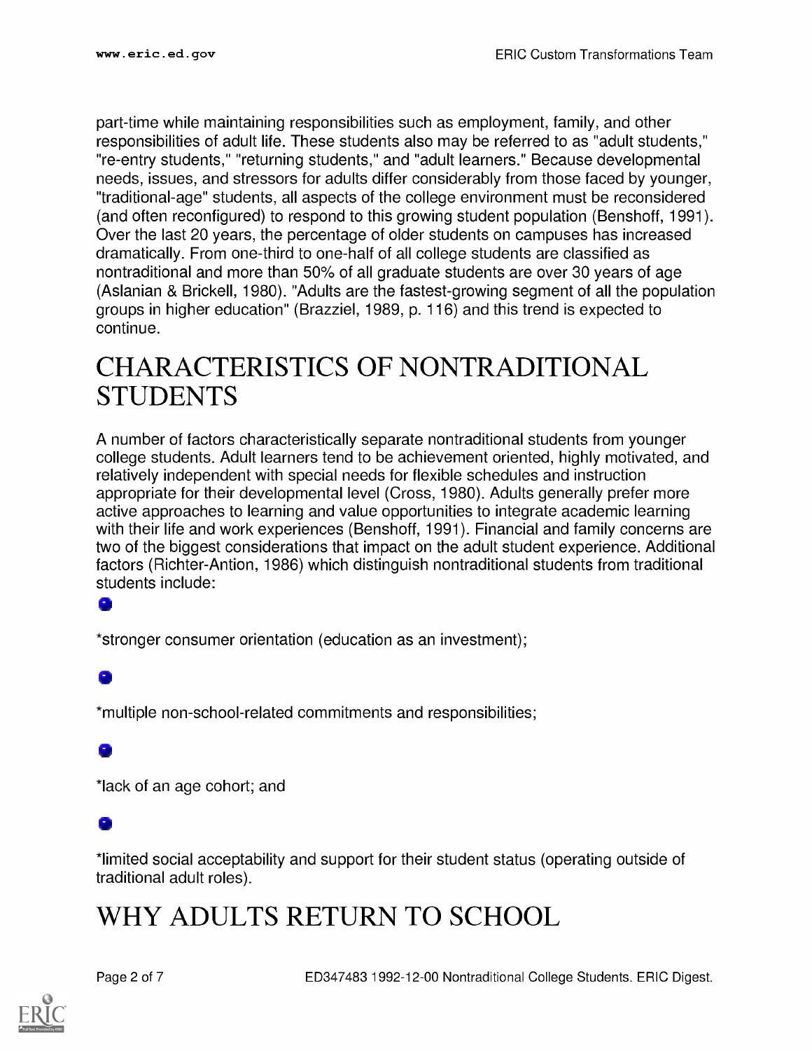part-time while maintaining responsibilities such as employment, family, and other responsibilities of adult life. These students also may be referred to as "adult students," "re-entry students," "returning students," and "adult learners." Because developmental needs, issues, and stressors for adults differ considerably from those faced by younger, "traditional-age" students, all aspects of the college environment must be reconsidered (and often reconfigured) to respond to this growing student population (Benshoff, 1991). Over the last 20 years, the percentage of older students on campuses has increased dramatically. From one-third to one-half of all college students are classified as nontraditional and more than 50% of all graduate students are over 30 years of age (Aslanian & Brickell, 1980). "Adults are the fastest-growing segment of all the population groups in higher education" (Brazziel, 1989, p. 116) and this trend is expected to continue.

# CHARACTERISTICS OF NONTRADITIONAL STUDENTS

A number of factors characteristically separate nontraditional students from younger college students. Adult learners tend to be achievement oriented, highly motivated, and relatively independent with special needs for flexible schedules and instruction appropriate for their developmental level (Cross, 1980). Adults generally prefer more active approaches to learning and value opportunities to integrate academic learning with their life and work experiences (Benshoff, 1991). Financial and family concerns are two of the biggest considerations that impact on the adult student experience. Additional factors (Richter-Antion, 1986) which distinguish nontraditional students from traditional students include:

- *stronger consumer orientation (education as an investment);
- *multiple non-school-related commitments and responsibilities;
- *lack of an age cohort; and
- *limited social acceptability and support for their student status (operating outside of traditional adult roles).

# WHY ADULTS RETURN TO SCHOOL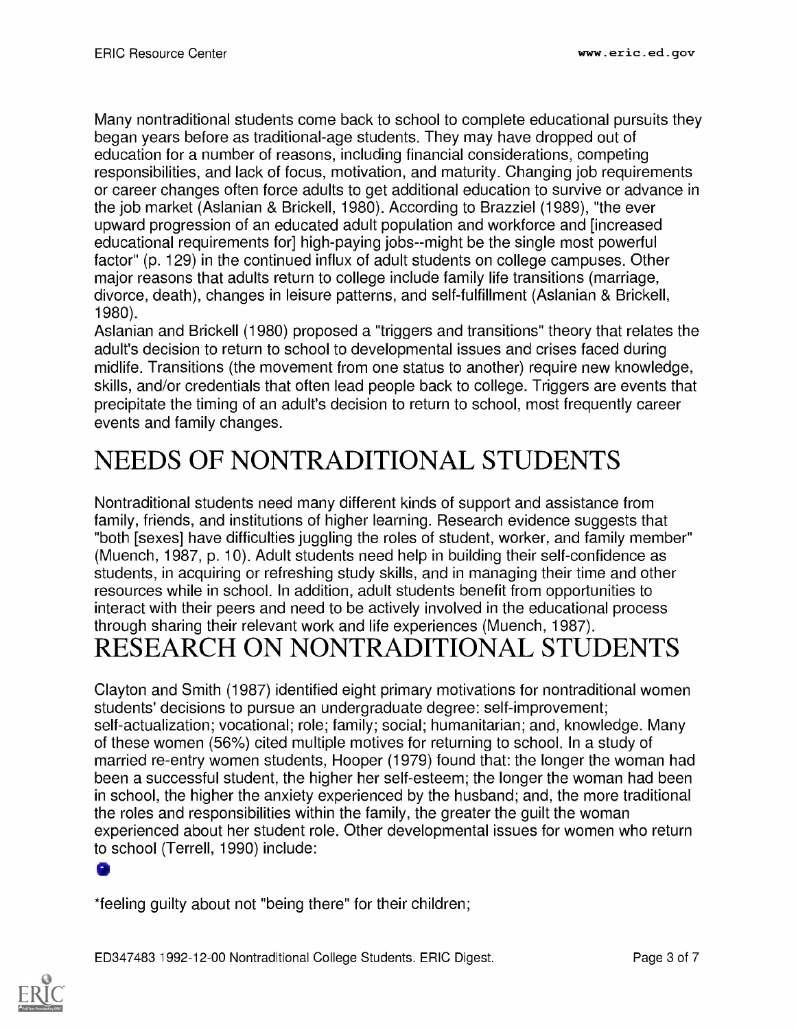Many nontraditional students come back to school to complete educational pursuits they began years before as traditional-age students. They may have dropped out of education for a number of reasons, including financial considerations, competing responsibilities, and lack of focus, motivation, and maturity. Changing job requirements or career changes often force adults to get additional education to survive or advance in the job market (Aslanian & Brickell, 1980). According to Brazziel (1989), "the ever upward progression of an educated adult population and workforce and [increased educational requirements for] high-paying jobs--might be the single most powerful factor" (p. 129) in the continued influx of adult students on college campuses. Other major reasons that adults return to college include family life transitions (marriage, divorce, death), changes in leisure patterns, and self-fulfillment (Aslanian & Brickell, 1980).

Aslanian and Brickell (1980) proposed a "triggers and transitions" theory that relates the adult's decision to return to school to developmental issues and crises faced during midlife. Transitions (the movement from one status to another) require new knowledge, skills, and/or credentials that often lead people back to college. Triggers are events that precipitate the timing of an adult's decision to return to school, most frequently career events and family changes.

# NEEDS OF NONTRADITIONAL STUDENTS

Nontraditional students need many different kinds of support and assistance from family, friends, and institutions of higher learning. Research evidence suggests that "both [sexes] have difficulties juggling the roles of student, worker, and family member" (Muench, 1987, p. 10). Adult students need help in building their self-confidence as students, in acquiring or refreshing study skills, and in managing their time and other resources while in school. In addition, adult students benefit from opportunities to interact with their peers and need to be actively involved in the educational process through sharing their relevant work and life experiences (Muench, 1987).

# RESEARCH ON NONTRADITIONAL STUDENTS

Clayton and Smith (1987) identified eight primary motivations for nontraditional women students' decisions to pursue an undergraduate degree: self-improvement; self-actualization; vocational; role; family; social; humanitarian; and, knowledge. Many of these women (56%) cited multiple motives for returning to school. In a study of married re-entry women students, Hooper (1979) found that: the longer the woman had been a successful student, the higher her self-esteem; the longer the woman had been in school, the higher the anxiety experienced by the husband; and, the more traditional the roles and responsibilities within the family, the greater the guilt the woman experienced about her student role. Other developmental issues for women who return to school (Terrell, 1990) include:

- *feeling guilty about not "being there" for their children;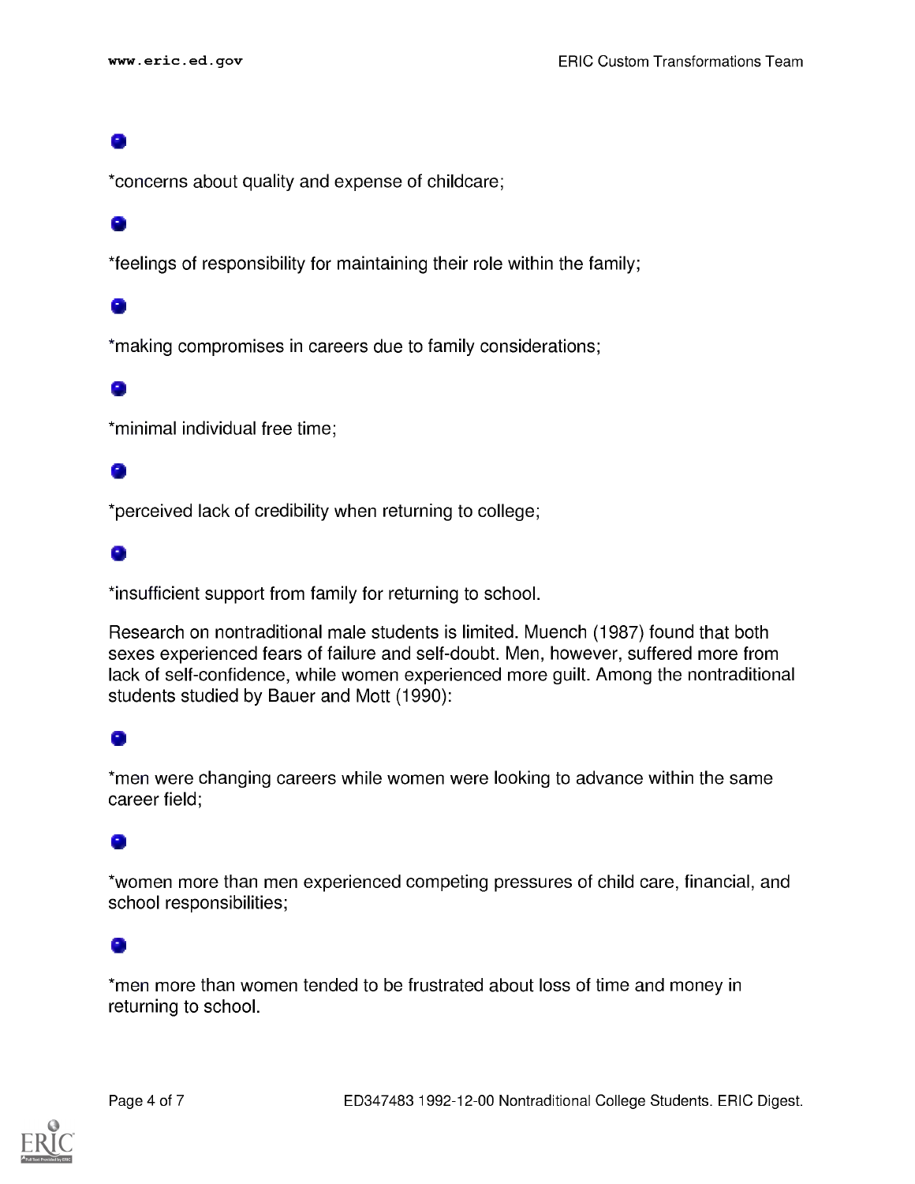- *concerns about quality and expense of childcare;
- *feelings of responsibility for maintaining their role within the family;
- *making compromises in careers due to family considerations;
- *minimal individual free time;
- *perceived lack of credibility when returning to college;
- *insufficient support from family for returning to school.

Research on nontraditional male students is limited. Muench (1987) found that both sexes experienced fears of failure and self-doubt. Men, however, suffered more from lack of self-confidence, while women experienced more guilt. Among the nontraditional students studied by Bauer and Mott (1990):

- *men were changing careers while women were looking to advance within the same career field;
- *women more than men experienced competing pressures of child care, financial, and school responsibilities;
- *men more than women tended to be frustrated about loss of time and money in returning to school.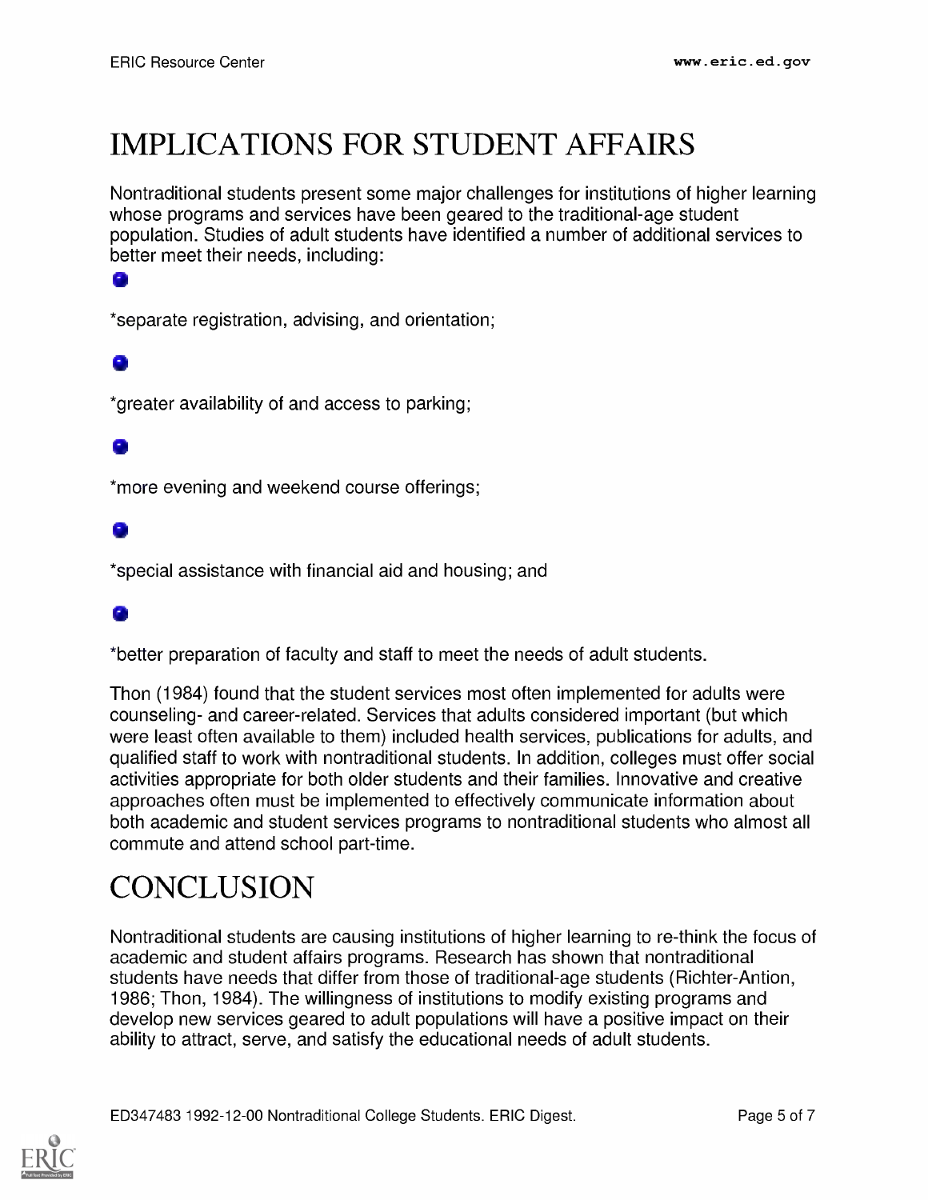# IMPLICATIONS FOR STUDENT AFFAIRS

Nontraditional students present some major challenges for institutions of higher learning whose programs and services have been geared to the traditional-age student population. Studies of adult students have identified a number of additional services to better meet their needs, including:

- *separate registration, advising, and orientation;
- *greater availability of and access to parking;
- *more evening and weekend course offerings;
- *special assistance with financial aid and housing; and
- *better preparation of faculty and staff to meet the needs of adult students.

Thon (1984) found that the student services most often implemented for adults were counseling- and career-related. Services that adults considered important (but which were least often available to them) included health services, publications for adults, and qualified staff to work with nontraditional students. In addition, colleges must offer social activities appropriate for both older students and their families. Innovative and creative approaches often must be implemented to effectively communicate information about both academic and student services programs to nontraditional students who almost all commute and attend school part-time.

# CONCLUSION

Nontraditional students are causing institutions of higher learning to re-think the focus of academic and student affairs programs. Research has shown that nontraditional students have needs that differ from those of traditional-age students (Richter-Antion, 1986; Thon, 1984). The willingness of institutions to modify existing programs and develop new services geared to adult populations will have a positive impact on their ability to attract, serve, and satisfy the educational needs of adult students.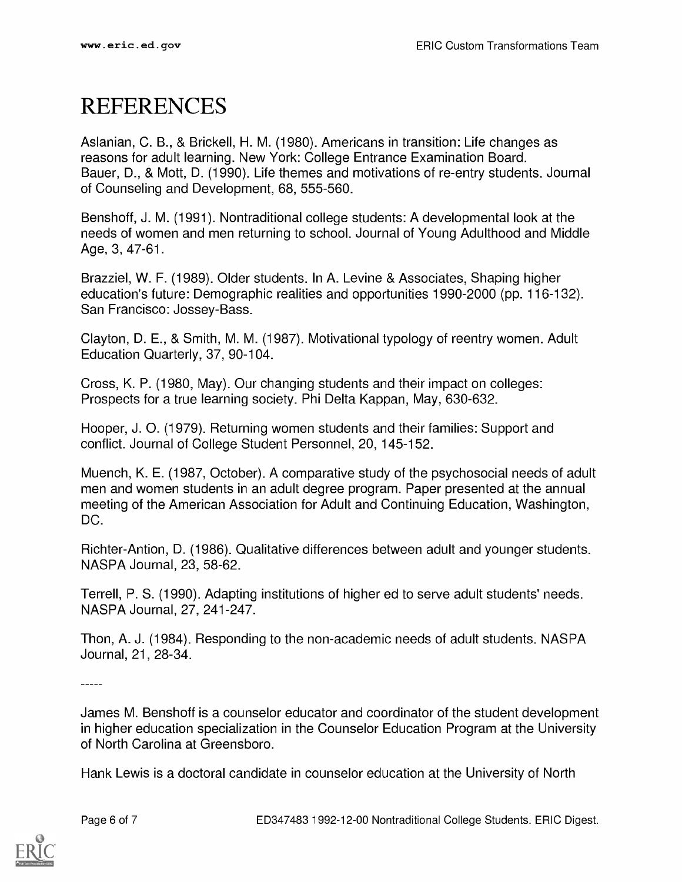# REFERENCES

Aslanian, C. B., & Brickell, H. M. (1980). Americans in transition: Life changes as reasons for adult learning. New York: College Entrance Examination Board.
Bauer, D., & Mott, D. (1990). Life themes and motivations of re-entry students. Journal of Counseling and Development, 68, 555-560.

Benshoff, J. M. (1991). Nontraditional college students: A developmental look at the needs of women and men returning to school. Journal of Young Adulthood and Middle Age, 3, 47-61.

Brazziel, W. F. (1989). Older students. In A. Levine & Associates, Shaping higher education's future: Demographic realities and opportunities 1990-2000 (pp. 116-132). San Francisco: Jossey-Bass.

Clayton, D. E., & Smith, M. M. (1987). Motivational typology of reentry women. Adult Education Quarterly, 37, 90-104.

Cross, K. P. (1980, May). Our changing students and their impact on colleges: Prospects for a true learning society. Phi Delta Kappan, May, 630-632.

Hooper, J. O. (1979). Returning women students and their families: Support and conflict. Journal of College Student Personnel, 20, 145-152.

Muench, K. E. (1987, October). A comparative study of the psychosocial needs of adult men and women students in an adult degree program. Paper presented at the annual meeting of the American Association for Adult and Continuing Education, Washington, DC.

Richter-Antion, D. (1986). Qualitative differences between adult and younger students. NASPA Journal, 23, 58-62.

Terrell, P. S. (1990). Adapting institutions of higher ed to serve adult students' needs. NASPA Journal, 27, 241-247.

Thon, A. J. (1984). Responding to the non-academic needs of adult students. NASPA Journal, 21, 28-34.

-----

James M. Benshoff is a counselor educator and coordinator of the student development in higher education specialization in the Counselor Education Program at the University of North Carolina at Greensboro.

Hank Lewis is a doctoral candidate in counselor education at the University of North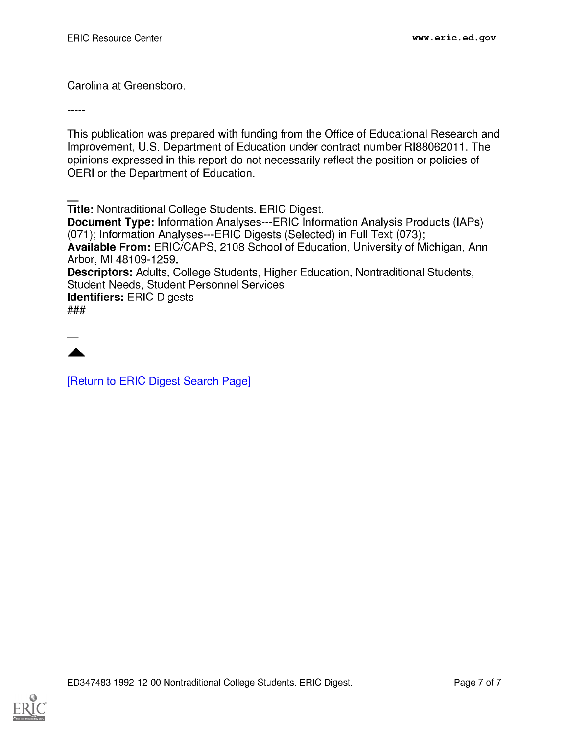Carolina at Greensboro.

-----

This publication was prepared with funding from the Office of Educational Research and Improvement, U.S. Department of Education under contract number RI88062011. The opinions expressed in this report do not necessarily reflect the position or policies of OERI or the Department of Education.

---

**Title:** Nontraditional College Students. ERIC Digest.
**Document Type:** Information Analyses---ERIC Information Analysis Products (IAPs) (071); Information Analyses---ERIC Digests (Selected) in Full Text (073);
**Available From:** ERIC/CAPS, 2108 School of Education, University of Michigan, Ann Arbor, MI 48109-1259.
**Descriptors:** Adults, College Students, Higher Education, Nontraditional Students, Student Needs, Student Personnel Services
**Identifiers:** ERIC Digests
###

---

[Return to ERIC Digest Search Page]